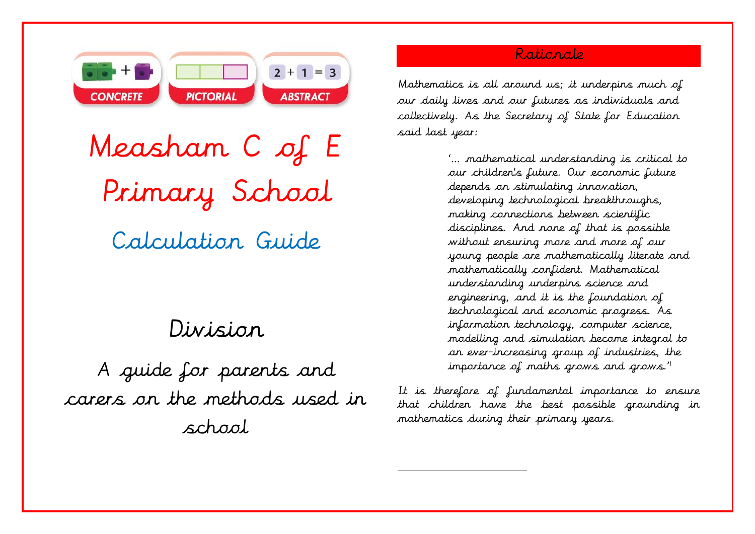CONCRETE | PICTORIAL | ABSTRACT

$2 + 1 = 3$

# Measham C of E Primary School

## Calculation Guide

## Division

A guide for parents and carers on the methods used in school

## Rationale

Mathematics is all around us; it underpins much of our daily lives and our futures as individuals and collectively. As the Secretary of State for Education said last year:

> '... mathematical understanding is critical to our children's future. Our economic future depends on stimulating innovation, developing technological breakthroughs, making connections between scientific disciplines. And none of that is possible without ensuring more and more of our young people are mathematically literate and mathematically confident. Mathematical understanding underpins science and engineering, and it is the foundation of technological and economic progress. As information technology, computer science, modelling and simulation become integral to an ever-increasing group of industries, the importance of maths grows and grows.'[1]

It is therefore of fundamental importance to ensure that children have the best possible grounding in mathematics during their primary years.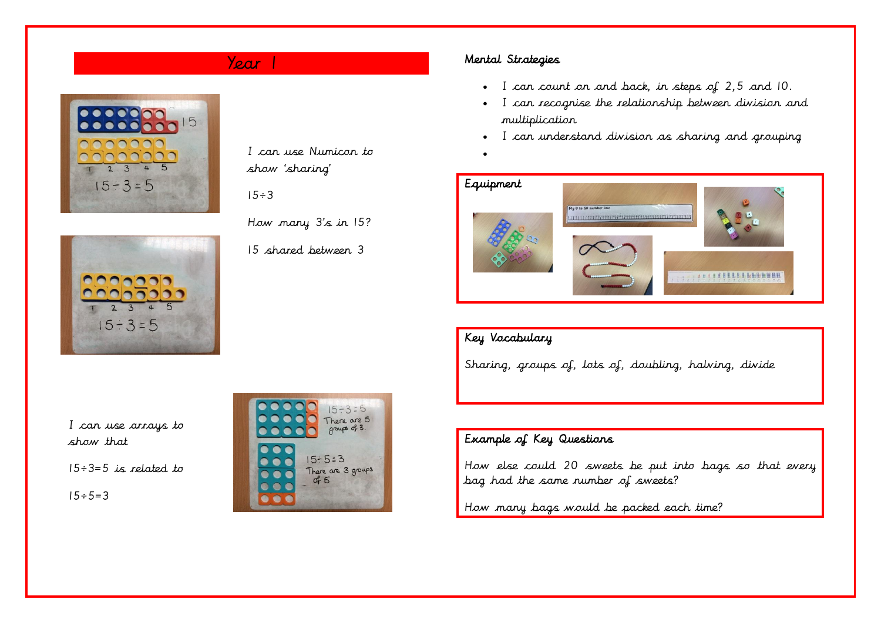# Year 1

I can use Numicon to show 'sharing'

$15 \div 3$

How many 3's in 15?

15 shared between 3

I can use arrays to show that

$15 \div 3 = 5$ is related to

$15 \div 5 = 3$

## Mental Strategies

- I can count on and back, in steps of 2, 5 and 10.
- I can recognise the relationship between division and multiplication
- I can understand division as sharing and grouping
-

## Equipment

## Key Vocabulary

Sharing, groups of, lots of, doubling, halving, divide

## Example of Key Questions

How else could 20 sweets be put into bags so that every bag had the same number of sweets?

How many bags would be packed each time?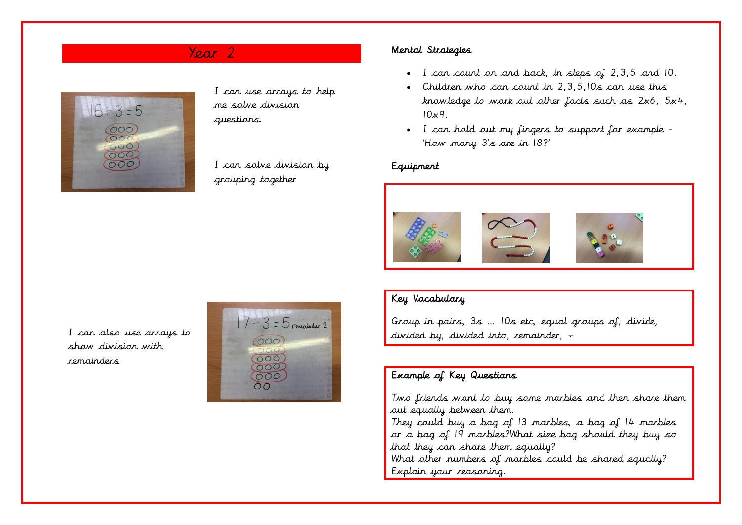# Year 2

I can use arrays to help me solve division questions.

I can solve division by grouping together

I can also use arrays to show division with remainders

## Mental Strategies

- I can count on and back, in steps of 2,3,5 and 10.
- Children who can count in 2,3,5,10s can use this knowledge to work out other facts such as 2x6, 5x4, 10x9.
- I can hold out my fingers to support for example – 'How many 3's are in 18?'

## Equipment

## Key Vocabulary

Group in pairs, 3s ... 10s etc, equal groups of, divide, divided by, divided into, remainder, ÷

## Example of Key Questions

Two friends want to buy some marbles and then share them out equally between them.
They could buy a bag of 13 marbles, a bag of 14 marbles or a bag of 19 marbles?What size bag should they buy so that they can share them equally?
What other numbers of marbles could be shared equally? Explain your reasoning.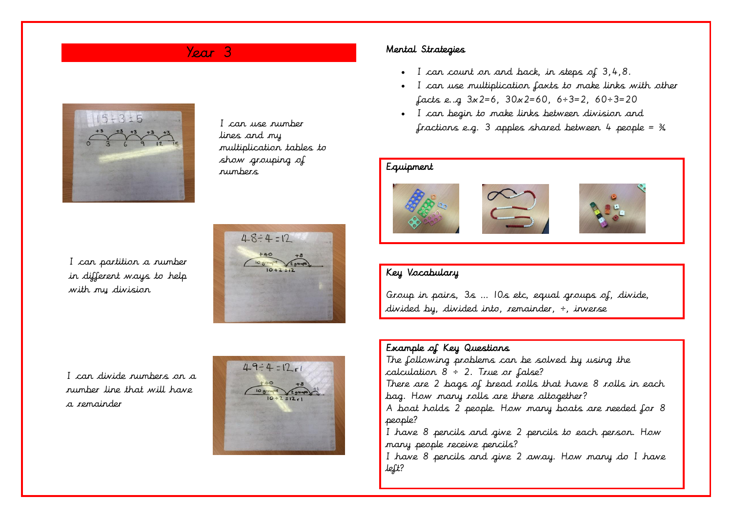# Year 3

I can use number lines and my multiplication tables to show grouping of numbers

I can partition a number in different ways to help with my division

I can divide numbers on a number line that will have a remainder

### Mental Strategies

- I can count on and back, in steps of 3,4,8.
- I can use multiplication faxts to make links with other facts e..g $3x2=6$, $30x2=60$, $6÷3=2$, $60÷3=20$
- I can begin to make links between division and fractions e.g. 3 apples shared between 4 people = ¾

### Equipment

### Key Vocabulary

Group in pairs, 3s ... 10s etc, equal groups of, divide, divided by, divided into, remainder, ÷, inverse

### Example of Key Questions

The following problems can be solved by using the calculation 8 ÷ 2. True or false?

There are 2 bags of bread rolls that have 8 rolls in each bag. How many rolls are there altogether?

A boat holds 2 people. How many boats are needed for 8 people?

I have 8 pencils and give 2 pencils to each person. How many people receive pencils?

I have 8 pencils and give 2 away. How many do I have left?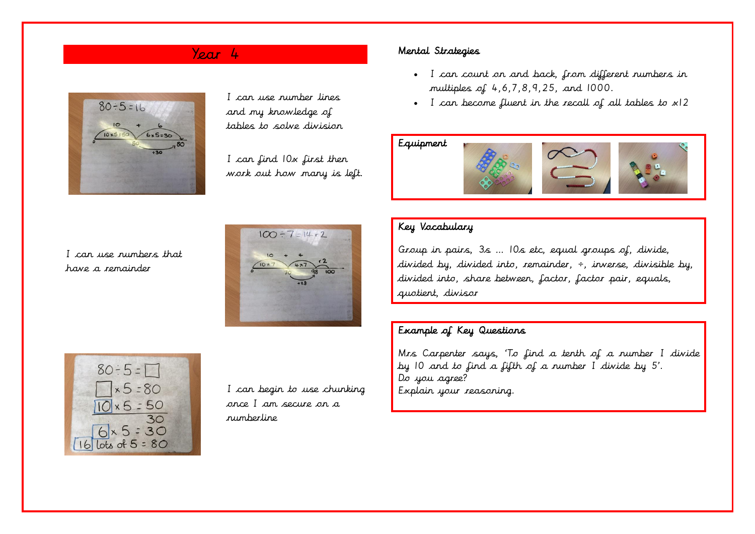# Year 4

I can use number lines and my knowledge of tables to solve division

I can find 10x first then work out how many is left.

I can use numbers that have a remainder

I can begin to use chunking once I am secure on a numberline

## Mental Strategies

- I can count on and back, from different numbers in multiples of 4,6,7,8,9,25, and 1000.
- I can become fluent in the recall of all tables to x12

## Equipment

## Key Vocabulary

Group in pairs, 3s … 10s etc, equal groups of, divide, divided by, divided into, remainder, ÷, inverse, divisible by, divided into, share between, factor, factor pair, equals, quotient, divisor

## Example of Key Questions

Mrs Carpenter says, 'To find a tenth of a number I divide by 10 and to find a fifth of a number I divide by 5'.
Do you agree?
Explain your reasoning.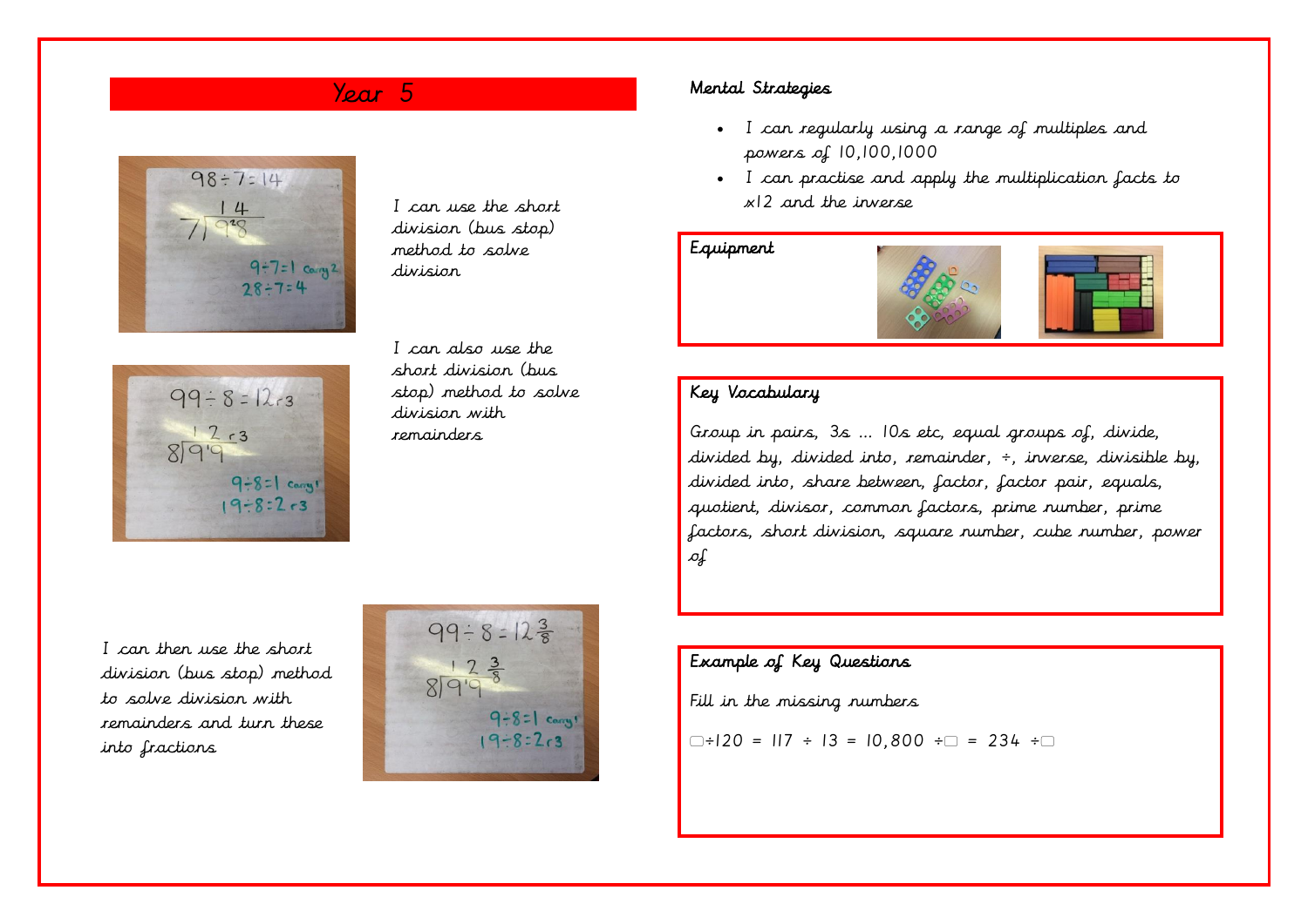## Year 5

I can use the short division (bus stop) method to solve division

I can also use the short division (bus stop) method to solve division with remainders

I can then use the short division (bus stop) method to solve division with remainders and turn these into fractions

### Mental Strategies

- I can regularly using a range of multiples and powers of 10,100,1000
- I can practise and apply the multiplication facts to x12 and the inverse

### Equipment

### Key Vocabulary

Group in pairs, 3s ... 10s etc, equal groups of, divide, divided by, divided into, remainder, ÷, inverse, divisible by, divided into, share between, factor, factor pair, equals, quotient, divisor, common factors, prime number, prime factors, short division, square number, cube number, power of

### Example of Key Questions

Fill in the missing numbers

☐÷120 = 117 ÷ 13 = 10,800 ÷☐ = 234 ÷☐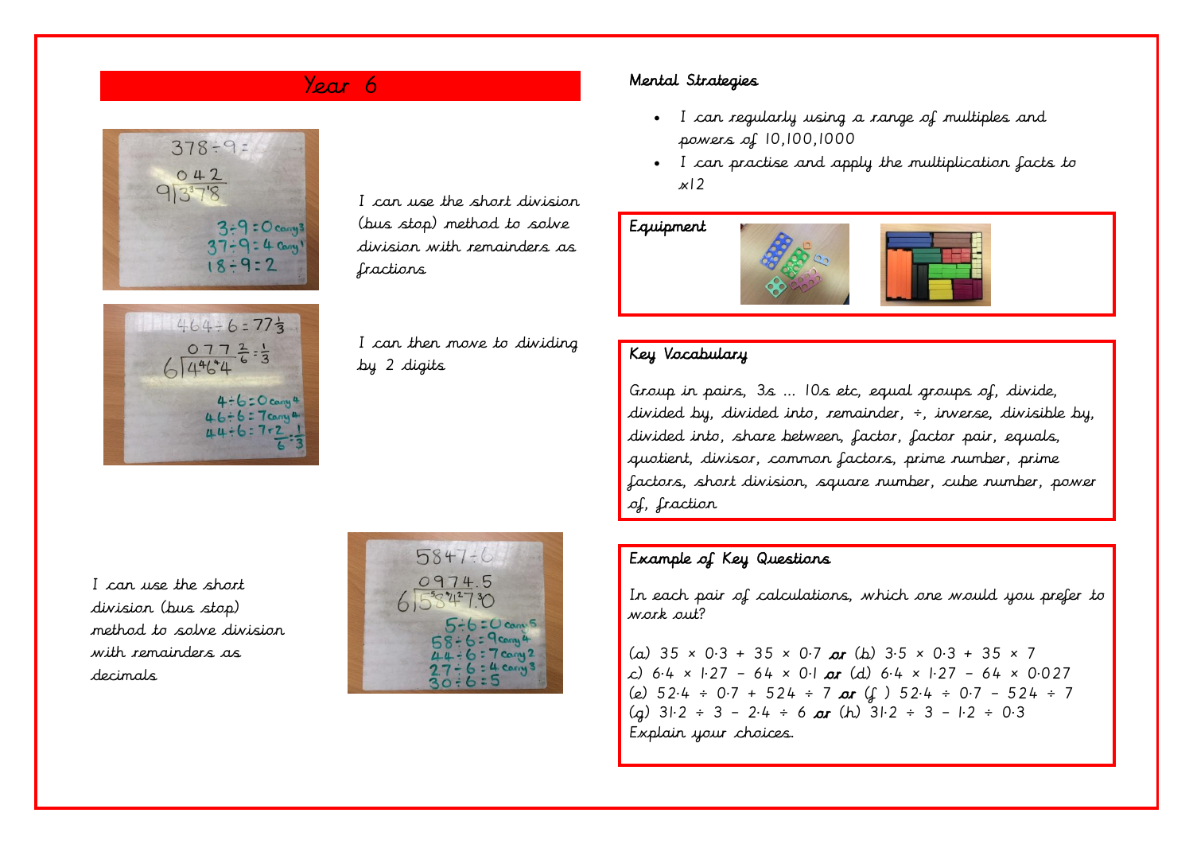# Year 6

I can use the short division (bus stop) method to solve division with remainders as fractions

I can then move to dividing by 2 digits

I can use the short division (bus stop) method to solve division with remainders as decimals

## Mental Strategies

- I can regularly using a range of multiples and powers of 10,100,1000
- I can practise and apply the multiplication facts to x12

## Equipment

## Key Vocabulary

Group in pairs, 3s ... 10s etc, equal groups of, divide, divided by, divided into, remainder, ÷, inverse, divisible by, divided into, share between, factor, factor pair, equals, quotient, divisor, common factors, prime number, prime factors, short division, square number, cube number, power of, fraction

## Example of Key Questions

In each pair of calculations, which one would you prefer to work out?

(a) 35 × 0·3 + 35 × 0·7 **or** (b) 3·5 × 0·3 + 35 × 7
c) 6·4 × 1·27 – 64 × 0·1 **or** (d) 6·4 × 1·27 – 64 × 0·027
(e) 52·4 ÷ 0·7 + 524 ÷ 7 **or** (f ) 52·4 ÷ 0·7 – 524 ÷ 7
(g) 31·2 ÷ 3 – 2·4 ÷ 6 **or** (h) 31·2 ÷ 3 – 1·2 ÷ 0·3
Explain your choices.